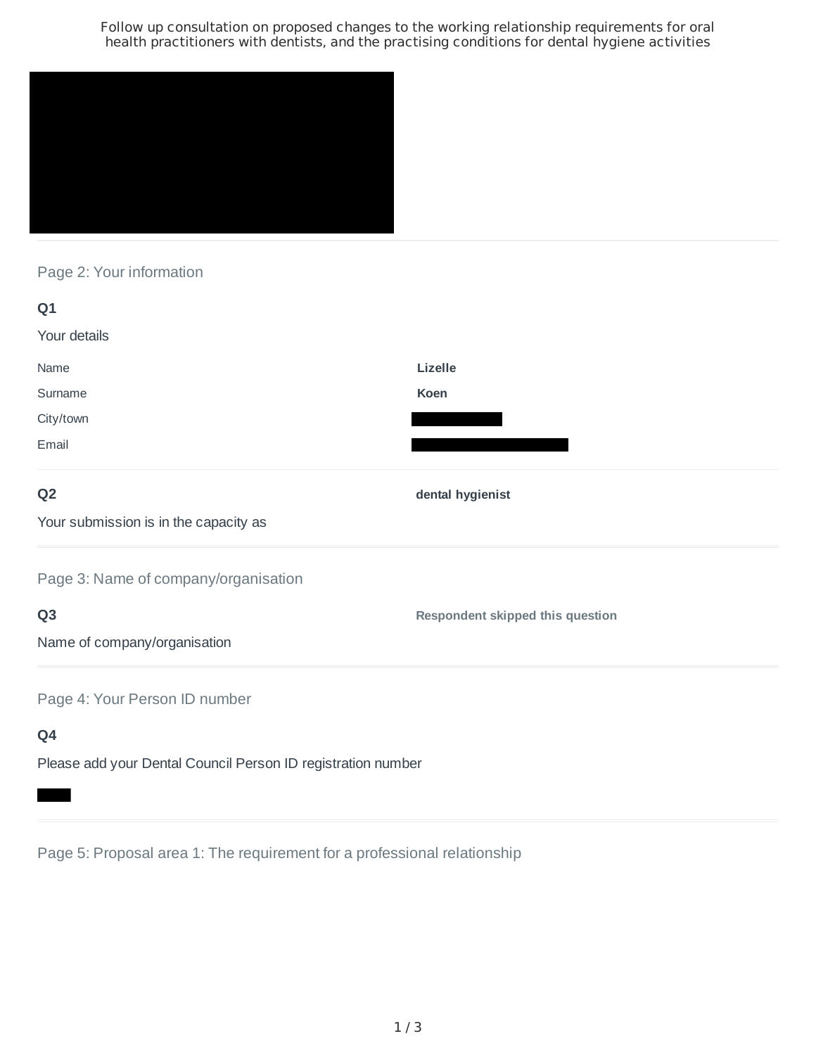# Follow up consultation on proposed changes to the working relationship requirements for oral health practitioners with dentists, and the practising conditions for dental hygiene activities

## Page 2: Your information

**Q1**

Your details

| | |
|---|---|
| Name | **Lizelle** |
| Surname | **Koen** |
| City/town | |
| Email | |

**Q2**

Your submission is in the capacity as

**dental hygienist**

## Page 3: Name of company/organisation

**Q3**

Name of company/organisation

**Respondent skipped this question**

## Page 4: Your Person ID number

**Q4**

Please add your Dental Council Person ID registration number

## Page 5: Proposal area 1: The requirement for a professional relationship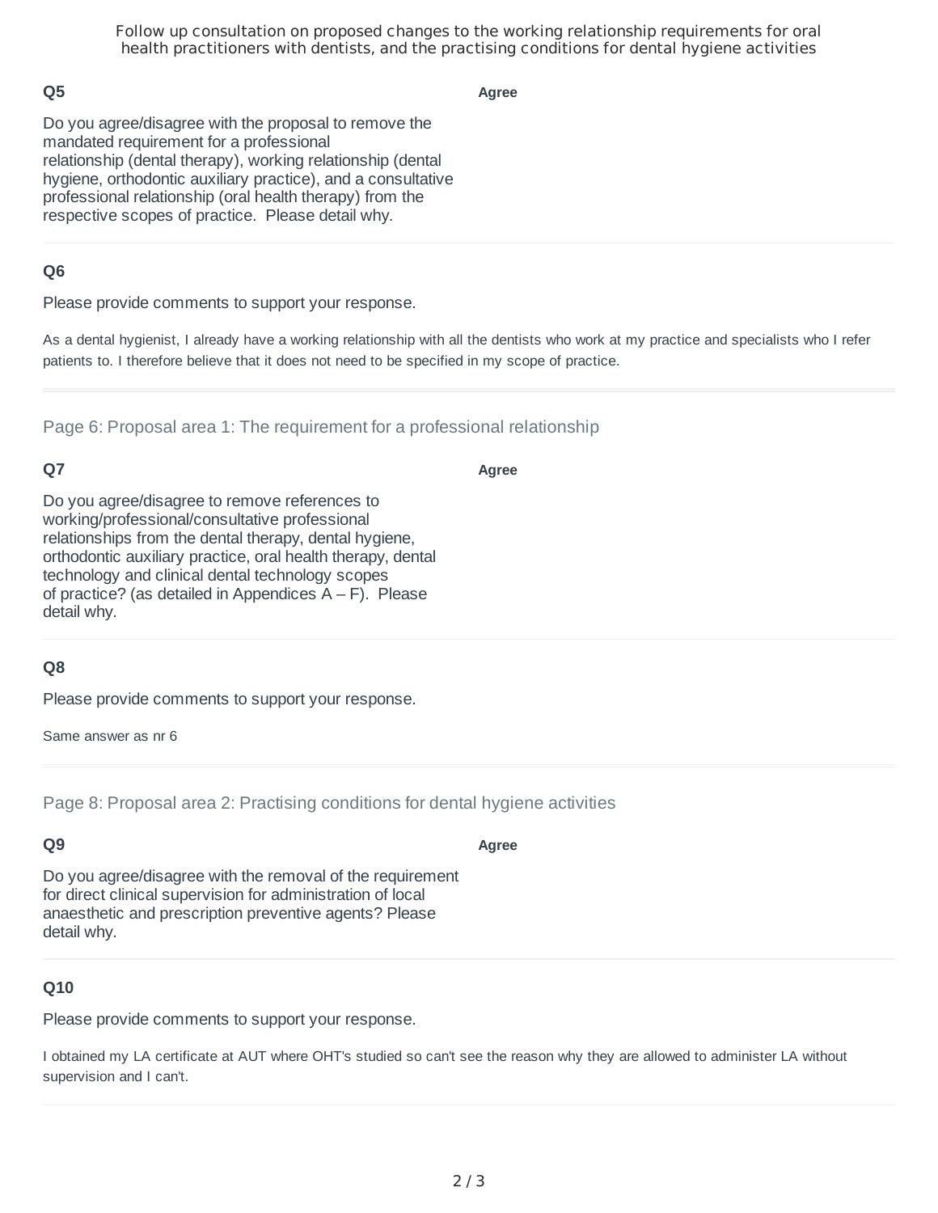## Q5

Do you agree/disagree with the proposal to remove the mandated requirement for a professional relationship (dental therapy), working relationship (dental hygiene, orthodontic auxiliary practice), and a consultative professional relationship (oral health therapy) from the respective scopes of practice. Please detail why.

**Agree**

## Q6

Please provide comments to support your response.

As a dental hygienist, I already have a working relationship with all the dentists who work at my practice and specialists who I refer patients to. I therefore believe that it does not need to be specified in my scope of practice.

---

Page 6: Proposal area 1: The requirement for a professional relationship

## Q7

Do you agree/disagree to remove references to working/professional/consultative professional relationships from the dental therapy, dental hygiene, orthodontic auxiliary practice, oral health therapy, dental technology and clinical dental technology scopes of practice? (as detailed in Appendices A – F). Please detail why.

**Agree**

## Q8

Please provide comments to support your response.

Same answer as nr 6

---

Page 8: Proposal area 2: Practising conditions for dental hygiene activities

## Q9

Do you agree/disagree with the removal of the requirement for direct clinical supervision for administration of local anaesthetic and prescription preventive agents? Please detail why.

**Agree**

## Q10

Please provide comments to support your response.

I obtained my LA certificate at AUT where OHT's studied so can't see the reason why they are allowed to administer LA without supervision and I can't.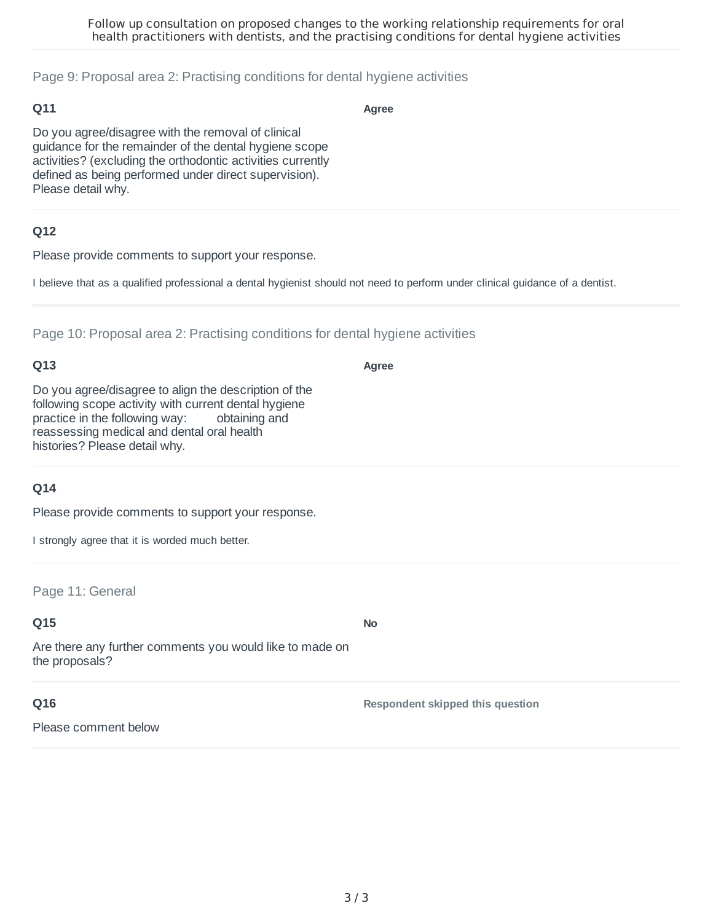## Page 9: Proposal area 2: Practising conditions for dental hygiene activities

**Q11**

Do you agree/disagree with the removal of clinical guidance for the remainder of the dental hygiene scope activities? (excluding the orthodontic activities currently defined as being performed under direct supervision). Please detail why.

**Agree**

**Q12**

Please provide comments to support your response.

I believe that as a qualified professional a dental hygienist should not need to perform under clinical guidance of a dentist.

## Page 10: Proposal area 2: Practising conditions for dental hygiene activities

**Q13**

Do you agree/disagree to align the description of the following scope activity with current dental hygiene practice in the following way: obtaining and reassessing medical and dental oral health histories? Please detail why.

**Agree**

**Q14**

Please provide comments to support your response.

I strongly agree that it is worded much better.

## Page 11: General

**Q15**

Are there any further comments you would like to made on the proposals?

**No**

**Q16**

Please comment below

**Respondent skipped this question**